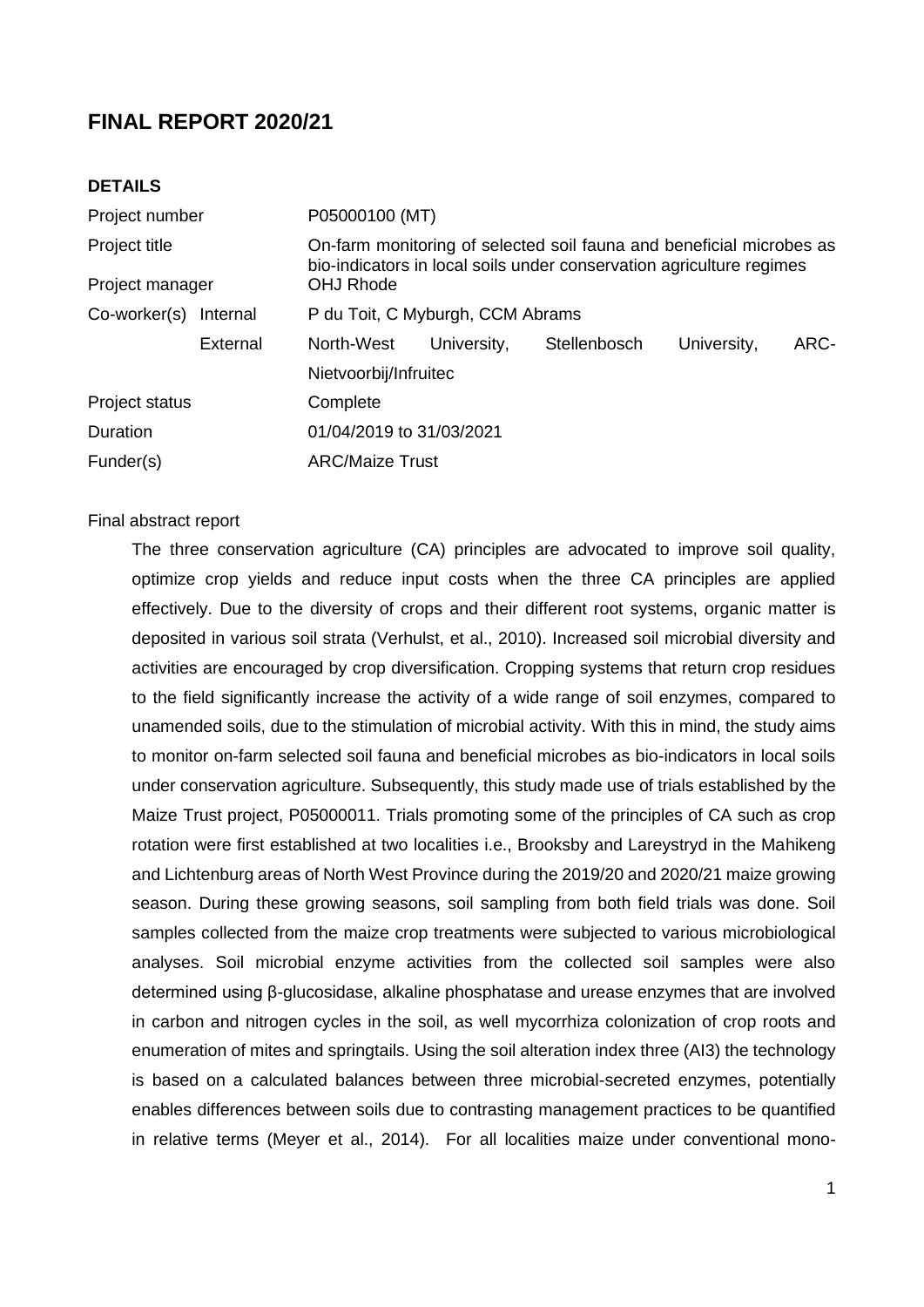## FINAL REPORT 2020/21

### DETAILS

| | |
|---|---|
| Project number | P05000100 (MT) |
| Project title | On-farm monitoring of selected soil fauna and beneficial microbes as bio-indicators in local soils under conservation agriculture regimes |
| Project manager | OHJ Rhode |
| Co-worker(s) Internal | P du Toit, C Myburgh, CCM Abrams |
| External | North-West University, Stellenbosch University, ARC-Nietvoorbij/Infruitec |
| Project status | Complete |
| Duration | 01/04/2019 to 31/03/2021 |
| Funder(s) | ARC/Maize Trust |

Final abstract report

The three conservation agriculture (CA) principles are advocated to improve soil quality, optimize crop yields and reduce input costs when the three CA principles are applied effectively. Due to the diversity of crops and their different root systems, organic matter is deposited in various soil strata (Verhulst, et al., 2010). Increased soil microbial diversity and activities are encouraged by crop diversification. Cropping systems that return crop residues to the field significantly increase the activity of a wide range of soil enzymes, compared to unamended soils, due to the stimulation of microbial activity. With this in mind, the study aims to monitor on-farm selected soil fauna and beneficial microbes as bio-indicators in local soils under conservation agriculture. Subsequently, this study made use of trials established by the Maize Trust project, P05000011. Trials promoting some of the principles of CA such as crop rotation were first established at two localities i.e., Brooksby and Lareystryd in the Mahikeng and Lichtenburg areas of North West Province during the 2019/20 and 2020/21 maize growing season. During these growing seasons, soil sampling from both field trials was done. Soil samples collected from the maize crop treatments were subjected to various microbiological analyses. Soil microbial enzyme activities from the collected soil samples were also determined using β-glucosidase, alkaline phosphatase and urease enzymes that are involved in carbon and nitrogen cycles in the soil, as well mycorrhiza colonization of crop roots and enumeration of mites and springtails. Using the soil alteration index three (AI3) the technology is based on a calculated balances between three microbial-secreted enzymes, potentially enables differences between soils due to contrasting management practices to be quantified in relative terms (Meyer et al., 2014). For all localities maize under conventional mono-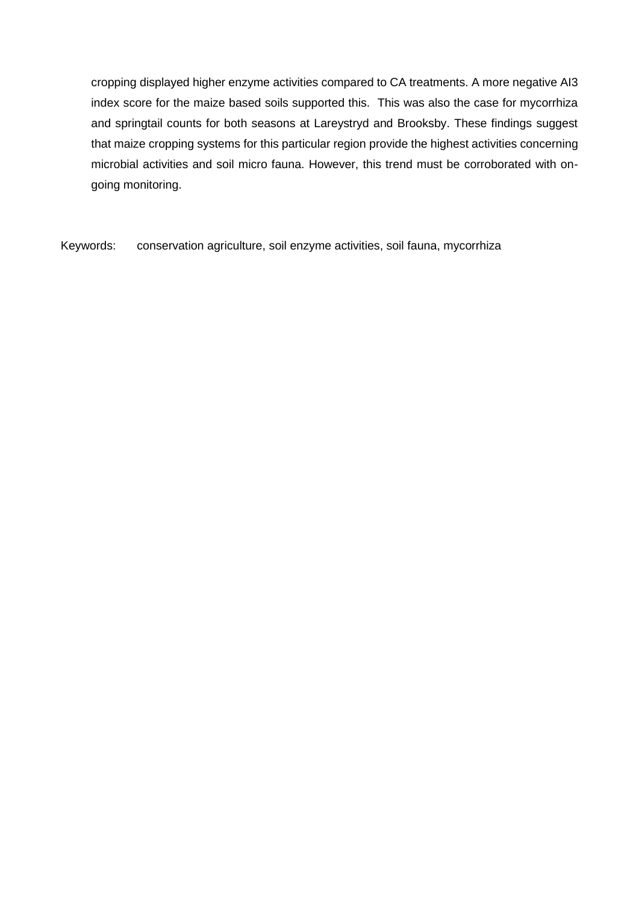cropping displayed higher enzyme activities compared to CA treatments. A more negative AI3 index score for the maize based soils supported this. This was also the case for mycorrhiza and springtail counts for both seasons at Lareystryd and Brooksby. These findings suggest that maize cropping systems for this particular region provide the highest activities concerning microbial activities and soil micro fauna. However, this trend must be corroborated with on-going monitoring.

Keywords: conservation agriculture, soil enzyme activities, soil fauna, mycorrhiza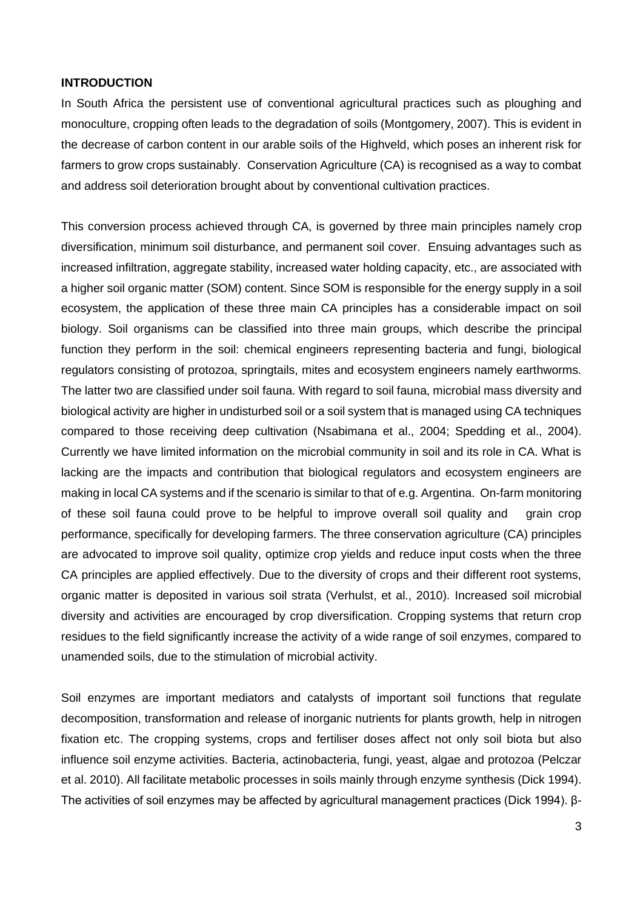**INTRODUCTION**

In South Africa the persistent use of conventional agricultural practices such as ploughing and monoculture, cropping often leads to the degradation of soils (Montgomery, 2007). This is evident in the decrease of carbon content in our arable soils of the Highveld, which poses an inherent risk for farmers to grow crops sustainably. Conservation Agriculture (CA) is recognised as a way to combat and address soil deterioration brought about by conventional cultivation practices.

This conversion process achieved through CA, is governed by three main principles namely crop diversification, minimum soil disturbance, and permanent soil cover. Ensuing advantages such as increased infiltration, aggregate stability, increased water holding capacity, etc., are associated with a higher soil organic matter (SOM) content. Since SOM is responsible for the energy supply in a soil ecosystem, the application of these three main CA principles has a considerable impact on soil biology. Soil organisms can be classified into three main groups, which describe the principal function they perform in the soil: chemical engineers representing bacteria and fungi, biological regulators consisting of protozoa, springtails, mites and ecosystem engineers namely earthworms. The latter two are classified under soil fauna. With regard to soil fauna, microbial mass diversity and biological activity are higher in undisturbed soil or a soil system that is managed using CA techniques compared to those receiving deep cultivation (Nsabimana et al., 2004; Spedding et al., 2004). Currently we have limited information on the microbial community in soil and its role in CA. What is lacking are the impacts and contribution that biological regulators and ecosystem engineers are making in local CA systems and if the scenario is similar to that of e.g. Argentina. On-farm monitoring of these soil fauna could prove to be helpful to improve overall soil quality and grain crop performance, specifically for developing farmers. The three conservation agriculture (CA) principles are advocated to improve soil quality, optimize crop yields and reduce input costs when the three CA principles are applied effectively. Due to the diversity of crops and their different root systems, organic matter is deposited in various soil strata (Verhulst, et al., 2010). Increased soil microbial diversity and activities are encouraged by crop diversification. Cropping systems that return crop residues to the field significantly increase the activity of a wide range of soil enzymes, compared to unamended soils, due to the stimulation of microbial activity.

Soil enzymes are important mediators and catalysts of important soil functions that regulate decomposition, transformation and release of inorganic nutrients for plants growth, help in nitrogen fixation etc. The cropping systems, crops and fertiliser doses affect not only soil biota but also influence soil enzyme activities. Bacteria, actinobacteria, fungi, yeast, algae and protozoa (Pelczar et al. 2010). All facilitate metabolic processes in soils mainly through enzyme synthesis (Dick 1994). The activities of soil enzymes may be affected by agricultural management practices (Dick 1994). β-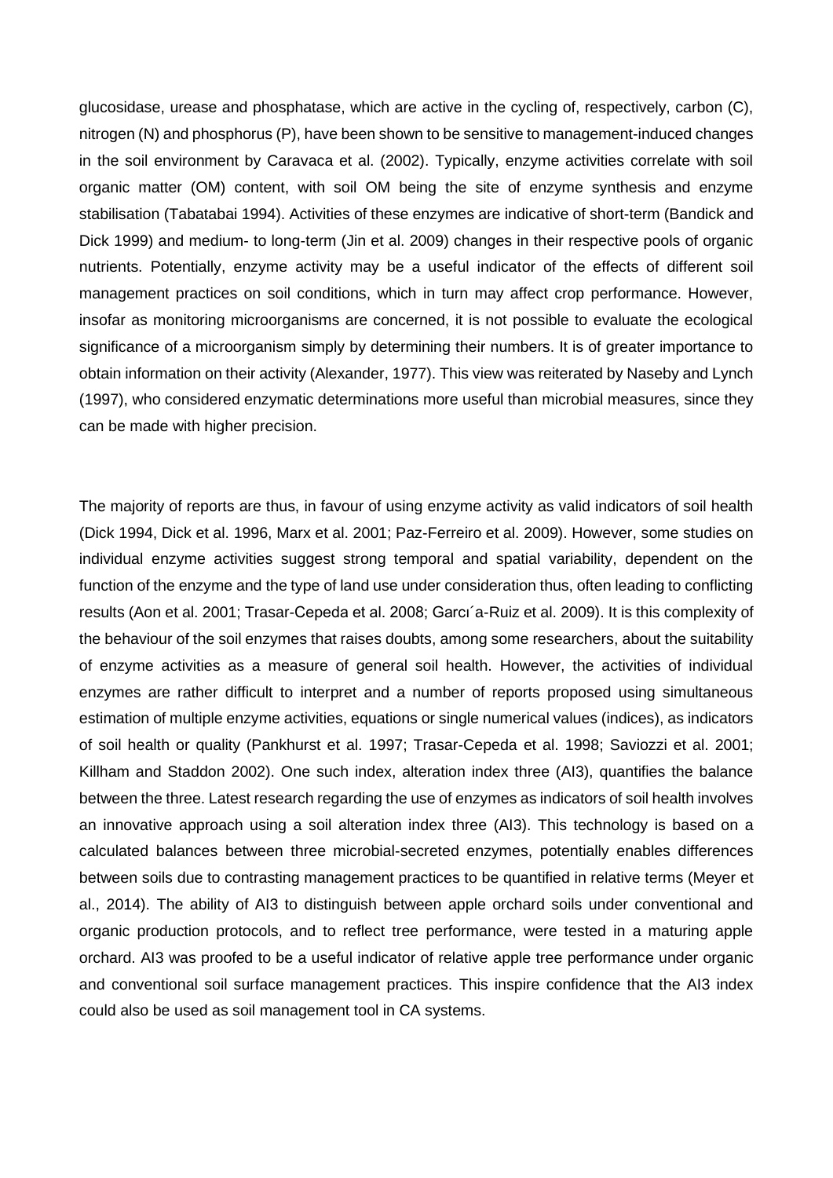glucosidase, urease and phosphatase, which are active in the cycling of, respectively, carbon (C), nitrogen (N) and phosphorus (P), have been shown to be sensitive to management-induced changes in the soil environment by Caravaca et al. (2002). Typically, enzyme activities correlate with soil organic matter (OM) content, with soil OM being the site of enzyme synthesis and enzyme stabilisation (Tabatabai 1994). Activities of these enzymes are indicative of short-term (Bandick and Dick 1999) and medium- to long-term (Jin et al. 2009) changes in their respective pools of organic nutrients. Potentially, enzyme activity may be a useful indicator of the effects of different soil management practices on soil conditions, which in turn may affect crop performance. However, insofar as monitoring microorganisms are concerned, it is not possible to evaluate the ecological significance of a microorganism simply by determining their numbers. It is of greater importance to obtain information on their activity (Alexander, 1977). This view was reiterated by Naseby and Lynch (1997), who considered enzymatic determinations more useful than microbial measures, since they can be made with higher precision.

The majority of reports are thus, in favour of using enzyme activity as valid indicators of soil health (Dick 1994, Dick et al. 1996, Marx et al. 2001; Paz-Ferreiro et al. 2009). However, some studies on individual enzyme activities suggest strong temporal and spatial variability, dependent on the function of the enzyme and the type of land use under consideration thus, often leading to conflicting results (Aon et al. 2001; Trasar-Cepeda et al. 2008; Garcı´a-Ruiz et al. 2009). It is this complexity of the behaviour of the soil enzymes that raises doubts, among some researchers, about the suitability of enzyme activities as a measure of general soil health. However, the activities of individual enzymes are rather difficult to interpret and a number of reports proposed using simultaneous estimation of multiple enzyme activities, equations or single numerical values (indices), as indicators of soil health or quality (Pankhurst et al. 1997; Trasar-Cepeda et al. 1998; Saviozzi et al. 2001; Killham and Staddon 2002). One such index, alteration index three (AI3), quantifies the balance between the three. Latest research regarding the use of enzymes as indicators of soil health involves an innovative approach using a soil alteration index three (AI3). This technology is based on a calculated balances between three microbial-secreted enzymes, potentially enables differences between soils due to contrasting management practices to be quantified in relative terms (Meyer et al., 2014). The ability of AI3 to distinguish between apple orchard soils under conventional and organic production protocols, and to reflect tree performance, were tested in a maturing apple orchard. AI3 was proofed to be a useful indicator of relative apple tree performance under organic and conventional soil surface management practices. This inspire confidence that the AI3 index could also be used as soil management tool in CA systems.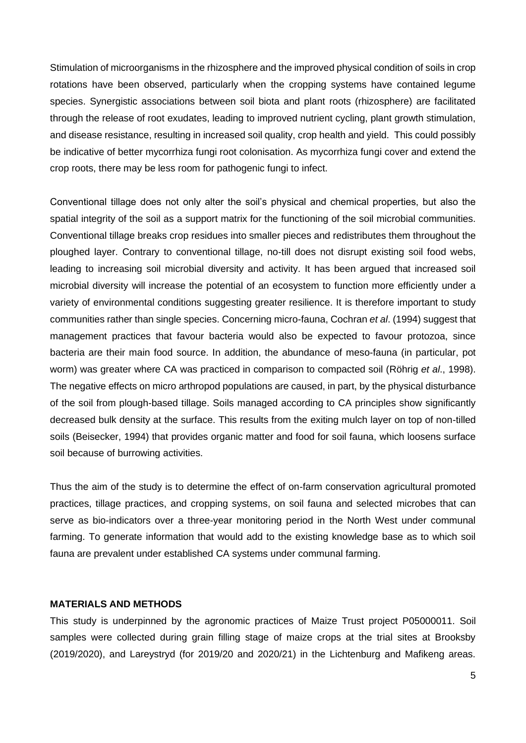Stimulation of microorganisms in the rhizosphere and the improved physical condition of soils in crop rotations have been observed, particularly when the cropping systems have contained legume species. Synergistic associations between soil biota and plant roots (rhizosphere) are facilitated through the release of root exudates, leading to improved nutrient cycling, plant growth stimulation, and disease resistance, resulting in increased soil quality, crop health and yield. This could possibly be indicative of better mycorrhiza fungi root colonisation. As mycorrhiza fungi cover and extend the crop roots, there may be less room for pathogenic fungi to infect.

Conventional tillage does not only alter the soil's physical and chemical properties, but also the spatial integrity of the soil as a support matrix for the functioning of the soil microbial communities. Conventional tillage breaks crop residues into smaller pieces and redistributes them throughout the ploughed layer. Contrary to conventional tillage, no-till does not disrupt existing soil food webs, leading to increasing soil microbial diversity and activity. It has been argued that increased soil microbial diversity will increase the potential of an ecosystem to function more efficiently under a variety of environmental conditions suggesting greater resilience. It is therefore important to study communities rather than single species. Concerning micro-fauna, Cochran *et al*. (1994) suggest that management practices that favour bacteria would also be expected to favour protozoa, since bacteria are their main food source. In addition, the abundance of meso-fauna (in particular, pot worm) was greater where CA was practiced in comparison to compacted soil (Röhrig *et al*., 1998). The negative effects on micro arthropod populations are caused, in part, by the physical disturbance of the soil from plough-based tillage. Soils managed according to CA principles show significantly decreased bulk density at the surface. This results from the exiting mulch layer on top of non-tilled soils (Beisecker, 1994) that provides organic matter and food for soil fauna, which loosens surface soil because of burrowing activities.

Thus the aim of the study is to determine the effect of on-farm conservation agricultural promoted practices, tillage practices, and cropping systems, on soil fauna and selected microbes that can serve as bio-indicators over a three-year monitoring period in the North West under communal farming. To generate information that would add to the existing knowledge base as to which soil fauna are prevalent under established CA systems under communal farming.

## MATERIALS AND METHODS

This study is underpinned by the agronomic practices of Maize Trust project P05000011. Soil samples were collected during grain filling stage of maize crops at the trial sites at Brooksby (2019/2020), and Lareystryd (for 2019/20 and 2020/21) in the Lichtenburg and Mafikeng areas.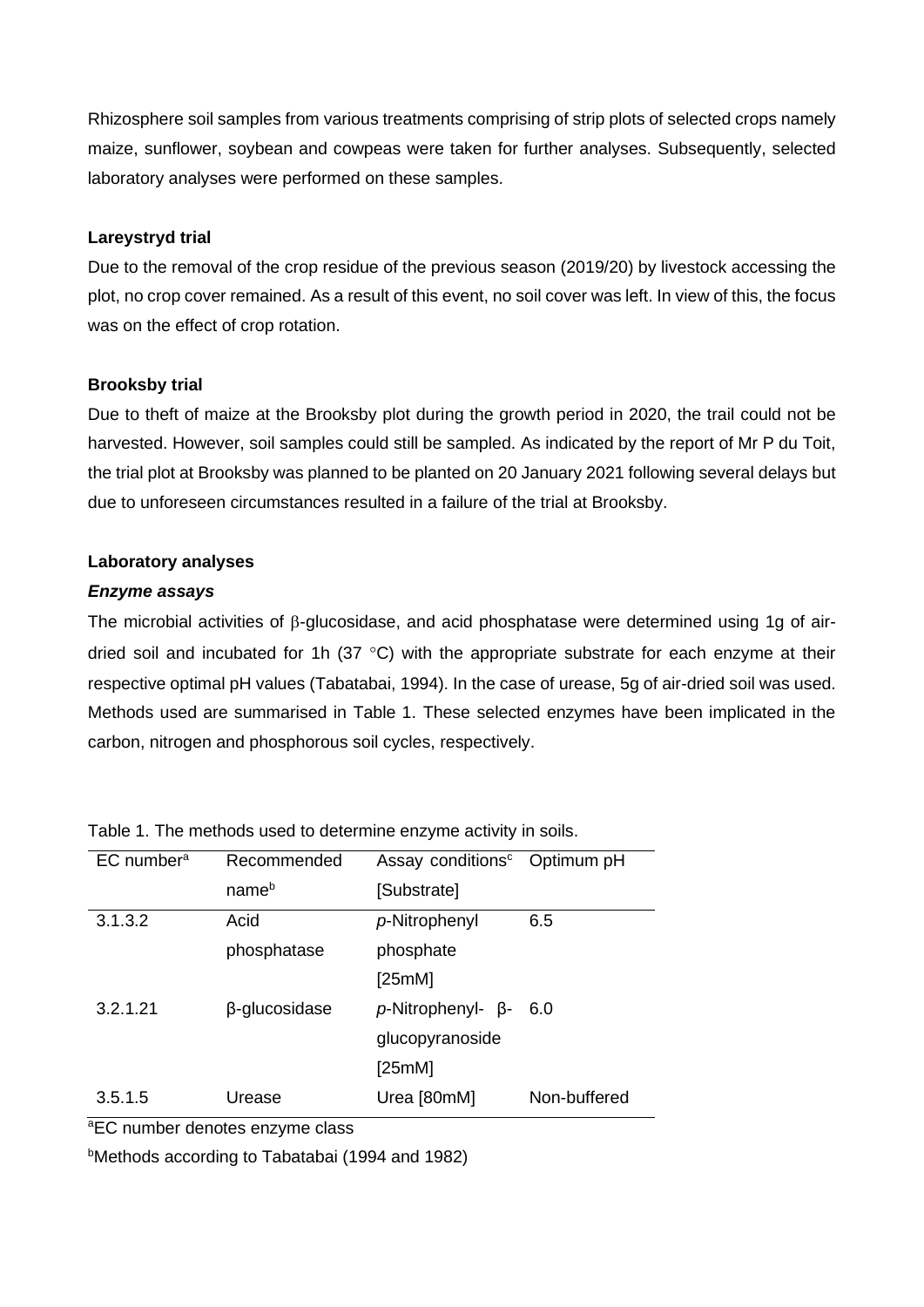Rhizosphere soil samples from various treatments comprising of strip plots of selected crops namely maize, sunflower, soybean and cowpeas were taken for further analyses. Subsequently, selected laboratory analyses were performed on these samples.

**Lareystryd trial**

Due to the removal of the crop residue of the previous season (2019/20) by livestock accessing the plot, no crop cover remained. As a result of this event, no soil cover was left. In view of this, the focus was on the effect of crop rotation.

**Brooksby trial**

Due to theft of maize at the Brooksby plot during the growth period in 2020, the trail could not be harvested. However, soil samples could still be sampled. As indicated by the report of Mr P du Toit, the trial plot at Brooksby was planned to be planted on 20 January 2021 following several delays but due to unforeseen circumstances resulted in a failure of the trial at Brooksby.

**Laboratory analyses**

***Enzyme assays***

The microbial activities of β-glucosidase, and acid phosphatase were determined using 1g of air-dried soil and incubated for 1h (37 °C) with the appropriate substrate for each enzyme at their respective optimal pH values (Tabatabai, 1994). In the case of urease, 5g of air-dried soil was used. Methods used are summarised in Table 1. These selected enzymes have been implicated in the carbon, nitrogen and phosphorous soil cycles, respectively.

Table 1. The methods used to determine enzyme activity in soils.

| EC number[a] | Recommended name[b] | Assay conditions[c] [Substrate] | Optimum pH |
|---|---|---|---|
| 3.1.3.2 | Acid phosphatase | *p*-Nitrophenyl phosphate [25mM] | 6.5 |
| 3.2.1.21 | β-glucosidase | *p*-Nitrophenyl- β-glucopyranoside [25mM] | 6.0 |
| 3.5.1.5 | Urease | Urea [80mM] | Non-buffered |

[a]EC number denotes enzyme class

[b]Methods according to Tabatabai (1994 and 1982)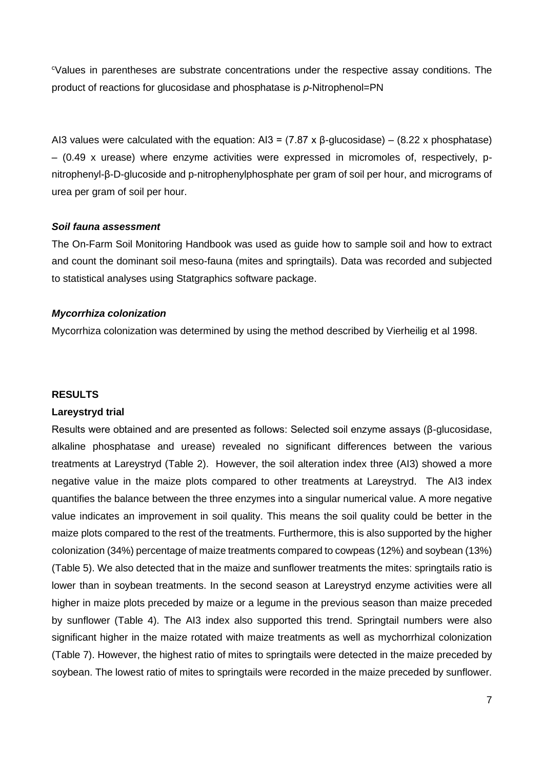[c]Values in parentheses are substrate concentrations under the respective assay conditions. The product of reactions for glucosidase and phosphatase is *p*-Nitrophenol=PN

AI3 values were calculated with the equation: AI3 = (7.87 x β-glucosidase) – (8.22 x phosphatase) – (0.49 x urease) where enzyme activities were expressed in micromoles of, respectively, p-nitrophenyl-β-D-glucoside and p-nitrophenylphosphate per gram of soil per hour, and micrograms of urea per gram of soil per hour.

***Soil fauna assessment***

The On-Farm Soil Monitoring Handbook was used as guide how to sample soil and how to extract and count the dominant soil meso-fauna (mites and springtails). Data was recorded and subjected to statistical analyses using Statgraphics software package.

***Mycorrhiza colonization***

Mycorrhiza colonization was determined by using the method described by Vierheilig et al 1998.

## RESULTS

### Lareystryd trial

Results were obtained and are presented as follows: Selected soil enzyme assays (β-glucosidase, alkaline phosphatase and urease) revealed no significant differences between the various treatments at Lareystryd (Table 2). However, the soil alteration index three (AI3) showed a more negative value in the maize plots compared to other treatments at Lareystryd. The AI3 index quantifies the balance between the three enzymes into a singular numerical value. A more negative value indicates an improvement in soil quality. This means the soil quality could be better in the maize plots compared to the rest of the treatments. Furthermore, this is also supported by the higher colonization (34%) percentage of maize treatments compared to cowpeas (12%) and soybean (13%) (Table 5). We also detected that in the maize and sunflower treatments the mites: springtails ratio is lower than in soybean treatments. In the second season at Lareystryd enzyme activities were all higher in maize plots preceded by maize or a legume in the previous season than maize preceded by sunflower (Table 4). The AI3 index also supported this trend. Springtail numbers were also significant higher in the maize rotated with maize treatments as well as mychorrhizal colonization (Table 7). However, the highest ratio of mites to springtails were detected in the maize preceded by soybean. The lowest ratio of mites to springtails were recorded in the maize preceded by sunflower.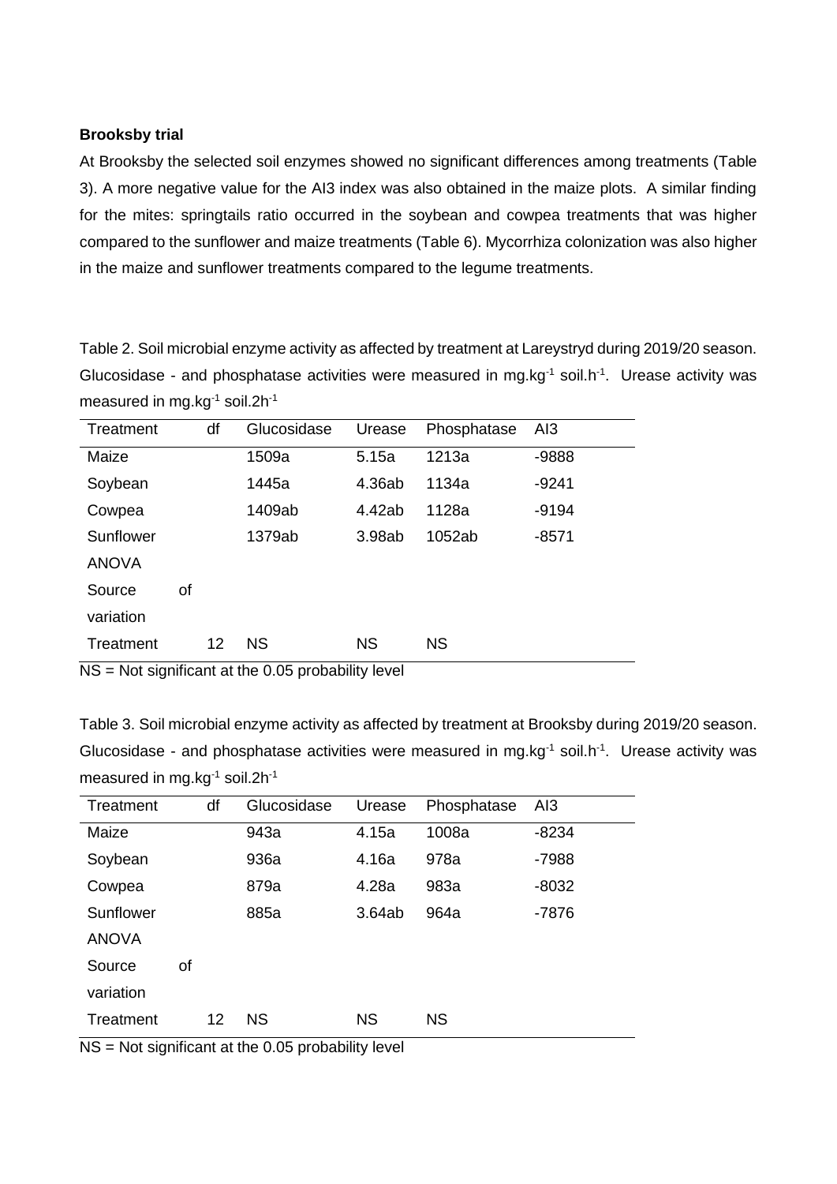**Brooksby trial**

At Brooksby the selected soil enzymes showed no significant differences among treatments (Table 3). A more negative value for the AI3 index was also obtained in the maize plots. A similar finding for the mites: springtails ratio occurred in the soybean and cowpea treatments that was higher compared to the sunflower and maize treatments (Table 6). Mycorrhiza colonization was also higher in the maize and sunflower treatments compared to the legume treatments.

Table 2. Soil microbial enzyme activity as affected by treatment at Lareystryd during 2019/20 season. Glucosidase - and phosphatase activities were measured in mg.kg$^{-1}$ soil.h$^{-1}$. Urease activity was measured in mg.kg$^{-1}$ soil.2h$^{-1}$

| Treatment | df | Glucosidase | Urease | Phosphatase | AI3 |
|---|---|---|---|---|---|
| Maize | | 1509a | 5.15a | 1213a | -9888 |
| Soybean | | 1445a | 4.36ab | 1134a | -9241 |
| Cowpea | | 1409ab | 4.42ab | 1128a | -9194 |
| Sunflower | | 1379ab | 3.98ab | 1052ab | -8571 |
| ANOVA | | | | | |
| Source of variation | | | | | |
| Treatment | 12 | NS | NS | NS | |

NS = Not significant at the 0.05 probability level

Table 3. Soil microbial enzyme activity as affected by treatment at Brooksby during 2019/20 season. Glucosidase - and phosphatase activities were measured in mg.kg$^{-1}$ soil.h$^{-1}$. Urease activity was measured in mg.kg$^{-1}$ soil.2h$^{-1}$

| Treatment | df | Glucosidase | Urease | Phosphatase | AI3 |
|---|---|---|---|---|---|
| Maize | | 943a | 4.15a | 1008a | -8234 |
| Soybean | | 936a | 4.16a | 978a | -7988 |
| Cowpea | | 879a | 4.28a | 983a | -8032 |
| Sunflower | | 885a | 3.64ab | 964a | -7876 |
| ANOVA | | | | | |
| Source of variation | | | | | |
| Treatment | 12 | NS | NS | NS | |

NS = Not significant at the 0.05 probability level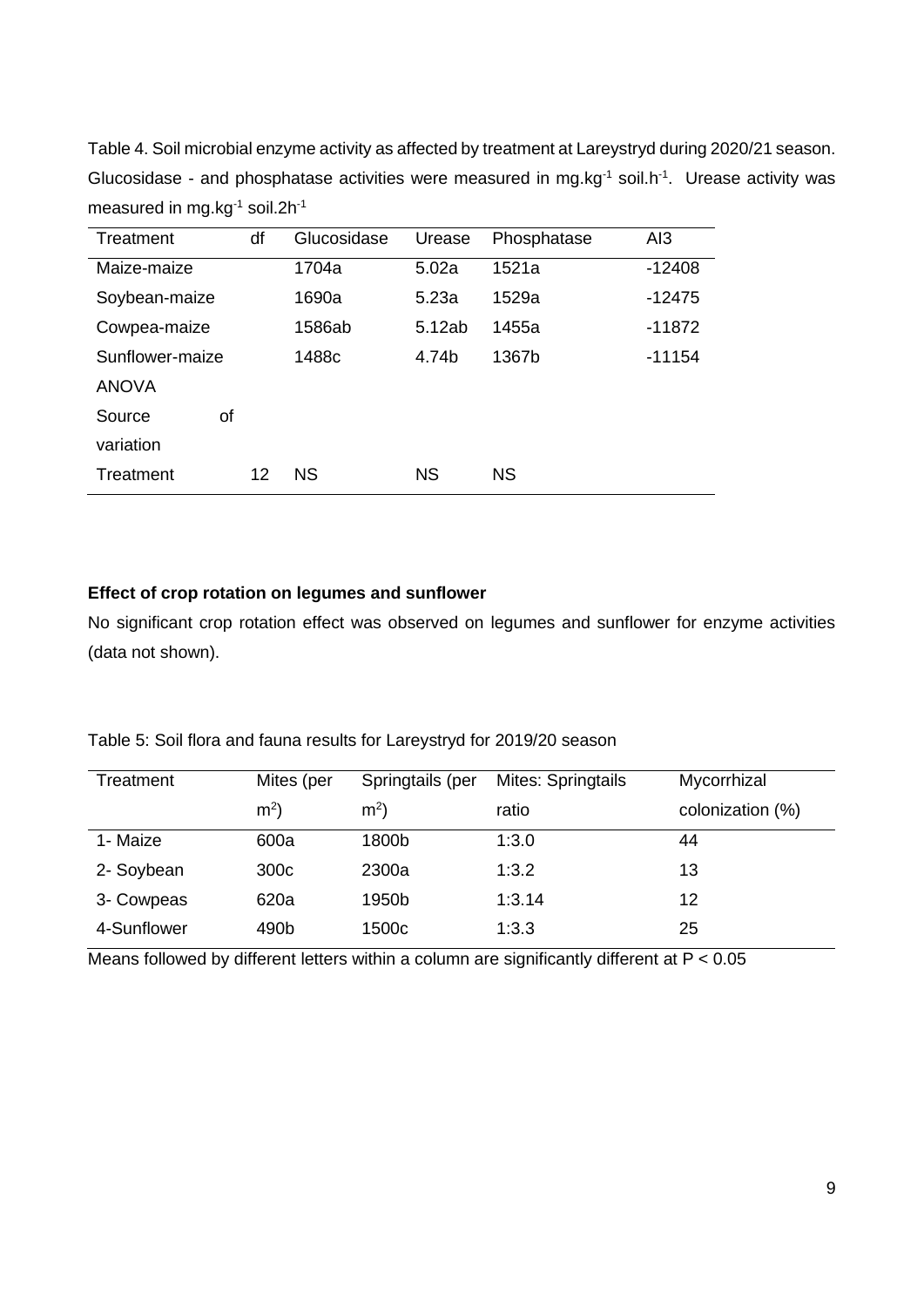Table 4. Soil microbial enzyme activity as affected by treatment at Lareystryd during 2020/21 season. Glucosidase - and phosphatase activities were measured in mg.kg$^{-1}$ soil.h$^{-1}$. Urease activity was measured in mg.kg$^{-1}$ soil.2h$^{-1}$

| Treatment | df | Glucosidase | Urease | Phosphatase | AI3 |
|---|---|---|---|---|---|
| Maize-maize | | 1704a | 5.02a | 1521a | -12408 |
| Soybean-maize | | 1690a | 5.23a | 1529a | -12475 |
| Cowpea-maize | | 1586ab | 5.12ab | 1455a | -11872 |
| Sunflower-maize | | 1488c | 4.74b | 1367b | -11154 |
| ANOVA | | | | | |
| Source of variation | | | | | |
| Treatment | 12 | NS | NS | NS | |

**Effect of crop rotation on legumes and sunflower**

No significant crop rotation effect was observed on legumes and sunflower for enzyme activities (data not shown).

Table 5: Soil flora and fauna results for Lareystryd for 2019/20 season

| Treatment | Mites (per m$^2$) | Springtails (per m$^2$) | Mites: Springtails ratio | Mycorrhizal colonization (%) |
|---|---|---|---|---|
| 1- Maize | 600a | 1800b | 1:3.0 | 44 |
| 2- Soybean | 300c | 2300a | 1:3.2 | 13 |
| 3- Cowpeas | 620a | 1950b | 1:3.14 | 12 |
| 4-Sunflower | 490b | 1500c | 1:3.3 | 25 |

Means followed by different letters within a column are significantly different at $P < 0.05$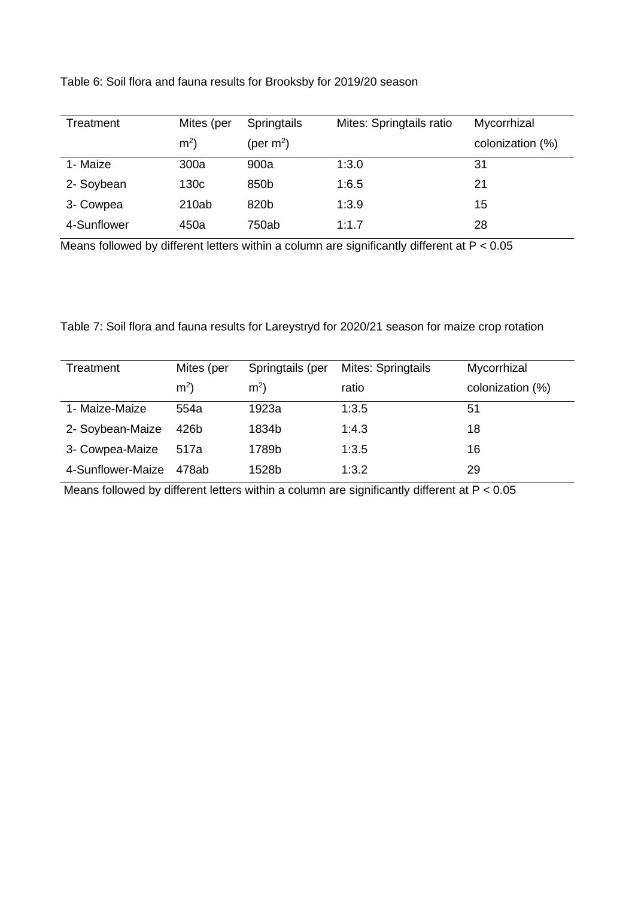Table 6: Soil flora and fauna results for Brooksby for 2019/20 season

| Treatment | Mites (per $m^2$) | Springtails (per $m^2$) | Mites: Springtails ratio | Mycorrhizal colonization (%) |
|---|---|---|---|---|
| 1- Maize | 300a | 900a | 1:3.0 | 31 |
| 2- Soybean | 130c | 850b | 1:6.5 | 21 |
| 3- Cowpea | 210ab | 820b | 1:3.9 | 15 |
| 4-Sunflower | 450a | 750ab | 1:1.7 | 28 |

Means followed by different letters within a column are significantly different at $P < 0.05$

Table 7: Soil flora and fauna results for Lareystryd for 2020/21 season for maize crop rotation

| Treatment | Mites (per $m^2$) | Springtails (per $m^2$) | Mites: Springtails ratio | Mycorrhizal colonization (%) |
|---|---|---|---|---|
| 1- Maize-Maize | 554a | 1923a | 1:3.5 | 51 |
| 2- Soybean-Maize | 426b | 1834b | 1:4.3 | 18 |
| 3- Cowpea-Maize | 517a | 1789b | 1:3.5 | 16 |
| 4-Sunflower-Maize | 478ab | 1528b | 1:3.2 | 29 |

Means followed by different letters within a column are significantly different at $P < 0.05$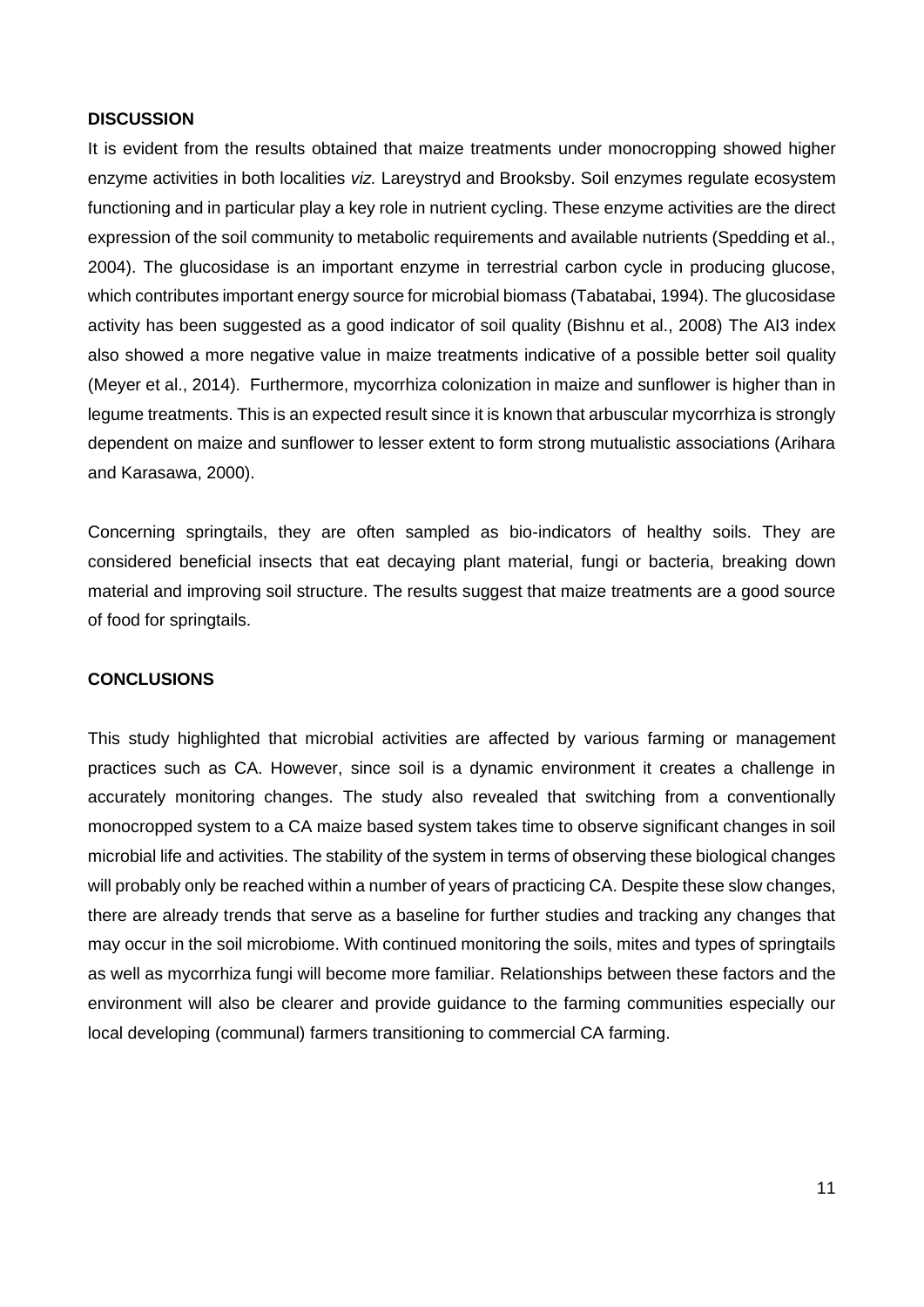**DISCUSSION**

It is evident from the results obtained that maize treatments under monocropping showed higher enzyme activities in both localities *viz.* Lareystryd and Brooksby. Soil enzymes regulate ecosystem functioning and in particular play a key role in nutrient cycling. These enzyme activities are the direct expression of the soil community to metabolic requirements and available nutrients (Spedding et al., 2004). The glucosidase is an important enzyme in terrestrial carbon cycle in producing glucose, which contributes important energy source for microbial biomass (Tabatabai, 1994). The glucosidase activity has been suggested as a good indicator of soil quality (Bishnu et al., 2008) The AI3 index also showed a more negative value in maize treatments indicative of a possible better soil quality (Meyer et al., 2014). Furthermore, mycorrhiza colonization in maize and sunflower is higher than in legume treatments. This is an expected result since it is known that arbuscular mycorrhiza is strongly dependent on maize and sunflower to lesser extent to form strong mutualistic associations (Arihara and Karasawa, 2000).

Concerning springtails, they are often sampled as bio-indicators of healthy soils. They are considered beneficial insects that eat decaying plant material, fungi or bacteria, breaking down material and improving soil structure. The results suggest that maize treatments are a good source of food for springtails.

**CONCLUSIONS**

This study highlighted that microbial activities are affected by various farming or management practices such as CA. However, since soil is a dynamic environment it creates a challenge in accurately monitoring changes. The study also revealed that switching from a conventionally monocropped system to a CA maize based system takes time to observe significant changes in soil microbial life and activities. The stability of the system in terms of observing these biological changes will probably only be reached within a number of years of practicing CA. Despite these slow changes, there are already trends that serve as a baseline for further studies and tracking any changes that may occur in the soil microbiome. With continued monitoring the soils, mites and types of springtails as well as mycorrhiza fungi will become more familiar. Relationships between these factors and the environment will also be clearer and provide guidance to the farming communities especially our local developing (communal) farmers transitioning to commercial CA farming.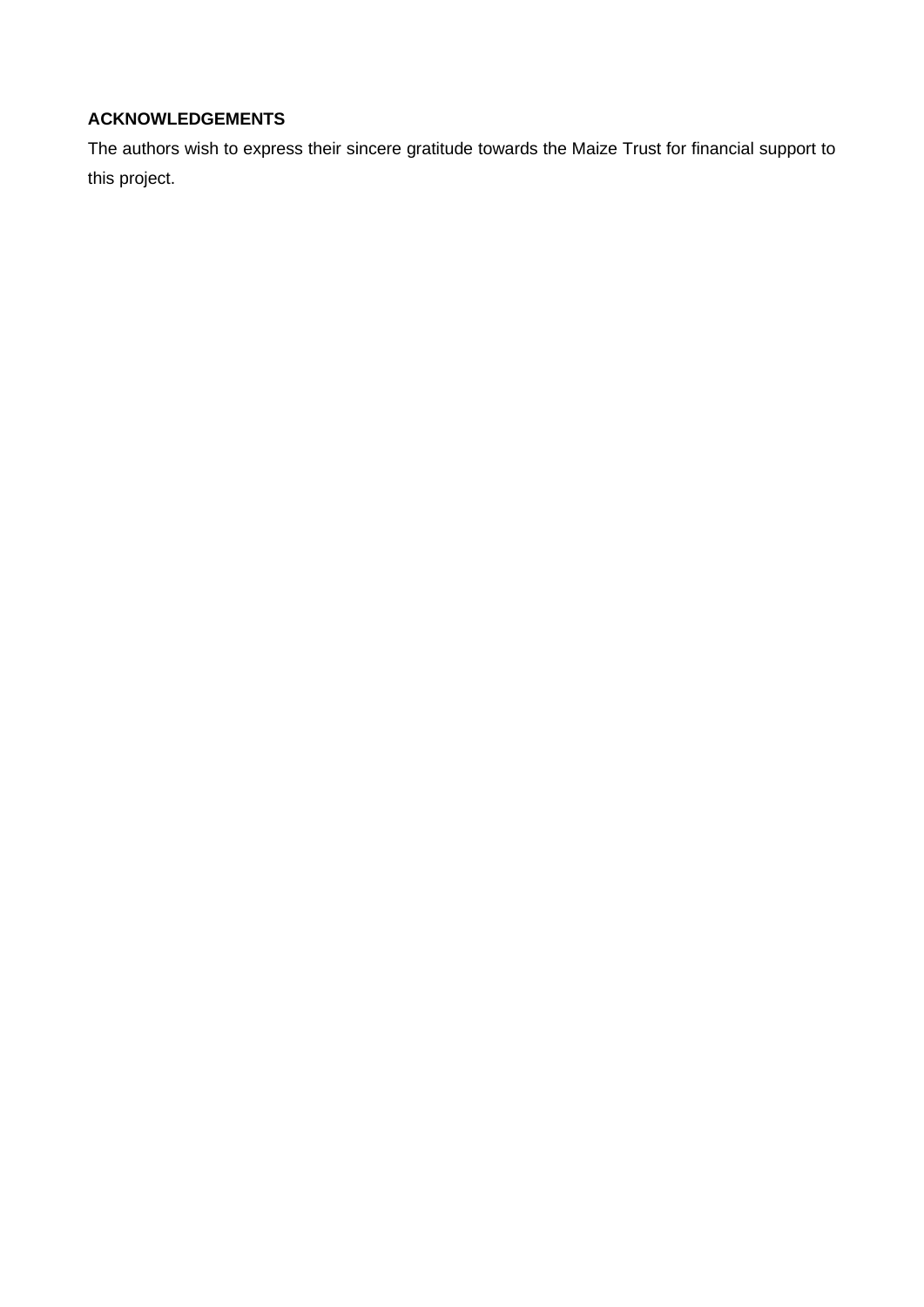## ACKNOWLEDGEMENTS

The authors wish to express their sincere gratitude towards the Maize Trust for financial support to this project.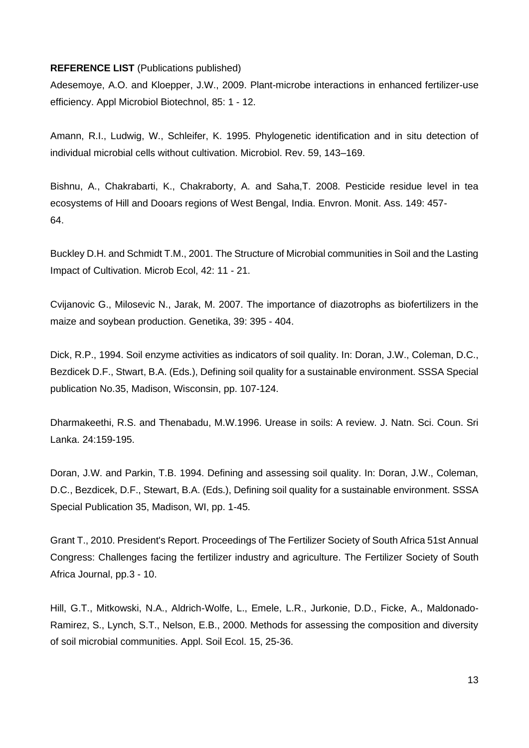**REFERENCE LIST** (Publications published)

Adesemoye, A.O. and Kloepper, J.W., 2009. Plant-microbe interactions in enhanced fertilizer-use efficiency. Appl Microbiol Biotechnol, 85: 1 - 12.

Amann, R.I., Ludwig, W., Schleifer, K. 1995. Phylogenetic identification and in situ detection of individual microbial cells without cultivation. Microbiol. Rev. 59, 143–169.

Bishnu, A., Chakrabarti, K., Chakraborty, A. and Saha,T. 2008. Pesticide residue level in tea ecosystems of Hill and Dooars regions of West Bengal, India. Envron. Monit. Ass. 149: 457-64.

Buckley D.H. and Schmidt T.M., 2001. The Structure of Microbial communities in Soil and the Lasting Impact of Cultivation. Microb Ecol, 42: 11 - 21.

Cvijanovic G., Milosevic N., Jarak, M. 2007. The importance of diazotrophs as biofertilizers in the maize and soybean production. Genetika, 39: 395 - 404.

Dick, R.P., 1994. Soil enzyme activities as indicators of soil quality. In: Doran, J.W., Coleman, D.C., Bezdicek D.F., Stwart, B.A. (Eds.), Defining soil quality for a sustainable environment. SSSA Special publication No.35, Madison, Wisconsin, pp. 107-124.

Dharmakeethi, R.S. and Thenabadu, M.W.1996. Urease in soils: A review. J. Natn. Sci. Coun. Sri Lanka. 24:159-195.

Doran, J.W. and Parkin, T.B. 1994. Defining and assessing soil quality. In: Doran, J.W., Coleman, D.C., Bezdicek, D.F., Stewart, B.A. (Eds.), Defining soil quality for a sustainable environment. SSSA Special Publication 35, Madison, WI, pp. 1-45.

Grant T., 2010. President's Report. Proceedings of The Fertilizer Society of South Africa 51st Annual Congress: Challenges facing the fertilizer industry and agriculture. The Fertilizer Society of South Africa Journal, pp.3 - 10.

Hill, G.T., Mitkowski, N.A., Aldrich-Wolfe, L., Emele, L.R., Jurkonie, D.D., Ficke, A., Maldonado-Ramirez, S., Lynch, S.T., Nelson, E.B., 2000. Methods for assessing the composition and diversity of soil microbial communities. Appl. Soil Ecol. 15, 25-36.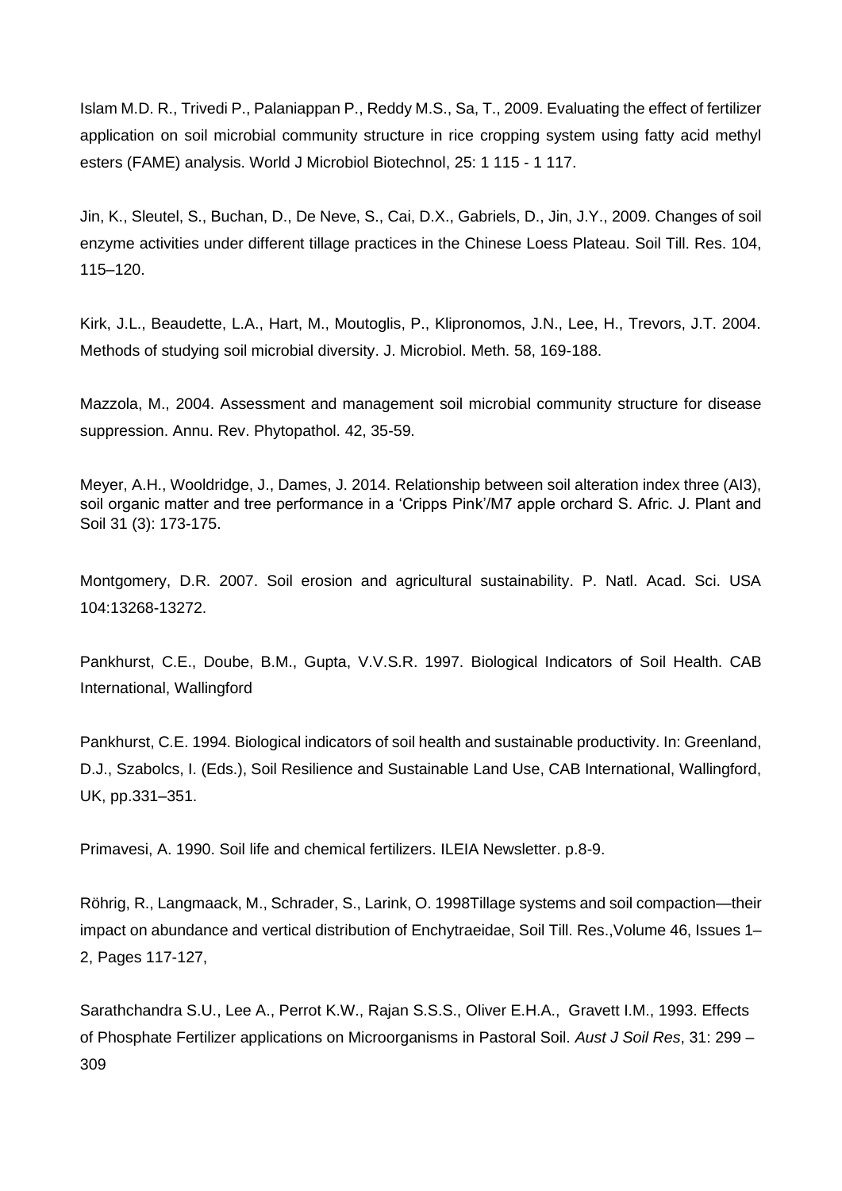Islam M.D. R., Trivedi P., Palaniappan P., Reddy M.S., Sa, T., 2009. Evaluating the effect of fertilizer application on soil microbial community structure in rice cropping system using fatty acid methyl esters (FAME) analysis. World J Microbiol Biotechnol, 25: 1 115 - 1 117.

Jin, K., Sleutel, S., Buchan, D., De Neve, S., Cai, D.X., Gabriels, D., Jin, J.Y., 2009. Changes of soil enzyme activities under different tillage practices in the Chinese Loess Plateau. Soil Till. Res. 104, 115–120.

Kirk, J.L., Beaudette, L.A., Hart, M., Moutoglis, P., Klipronomos, J.N., Lee, H., Trevors, J.T. 2004. Methods of studying soil microbial diversity. J. Microbiol. Meth. 58, 169-188.

Mazzola, M., 2004. Assessment and management soil microbial community structure for disease suppression. Annu. Rev. Phytopathol. 42, 35-59.

Meyer, A.H., Wooldridge, J., Dames, J. 2014. Relationship between soil alteration index three (AI3), soil organic matter and tree performance in a 'Cripps Pink'/M7 apple orchard S. Afric. J. Plant and Soil 31 (3): 173-175.

Montgomery, D.R. 2007. Soil erosion and agricultural sustainability. P. Natl. Acad. Sci. USA 104:13268-13272.

Pankhurst, C.E., Doube, B.M., Gupta, V.V.S.R. 1997. Biological Indicators of Soil Health. CAB International, Wallingford

Pankhurst, C.E. 1994. Biological indicators of soil health and sustainable productivity. In: Greenland, D.J., Szabolcs, I. (Eds.), Soil Resilience and Sustainable Land Use, CAB International, Wallingford, UK, pp.331–351.

Primavesi, A. 1990. Soil life and chemical fertilizers. ILEIA Newsletter. p.8-9.

Röhrig, R., Langmaack, M., Schrader, S., Larink, O. 1998Tillage systems and soil compaction—their impact on abundance and vertical distribution of Enchytraeidae, Soil Till. Res.,Volume 46, Issues 1–2, Pages 117-127,

Sarathchandra S.U., Lee A., Perrot K.W., Rajan S.S.S., Oliver E.H.A., Gravett I.M., 1993. Effects of Phosphate Fertilizer applications on Microorganisms in Pastoral Soil. *Aust J Soil Res*, 31: 299 – 309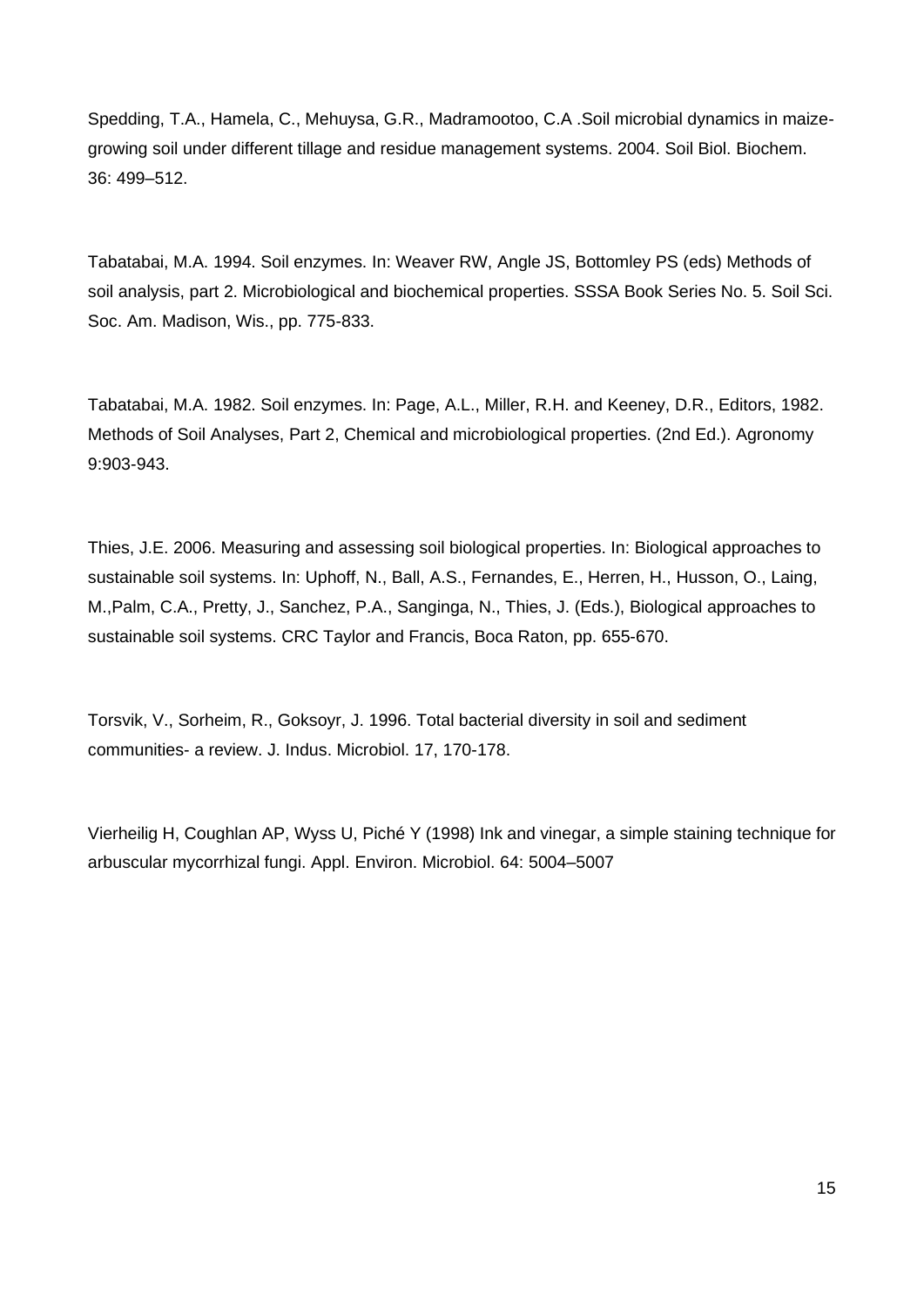Spedding, T.A., Hamela, C., Mehuysa, G.R., Madramootoo, C.A .Soil microbial dynamics in maize-growing soil under different tillage and residue management systems. 2004. Soil Biol. Biochem. 36: 499–512.

Tabatabai, M.A. 1994. Soil enzymes. In: Weaver RW, Angle JS, Bottomley PS (eds) Methods of soil analysis, part 2. Microbiological and biochemical properties. SSSA Book Series No. 5. Soil Sci. Soc. Am. Madison, Wis., pp. 775-833.

Tabatabai, M.A. 1982. Soil enzymes. In: Page, A.L., Miller, R.H. and Keeney, D.R., Editors, 1982. Methods of Soil Analyses, Part 2, Chemical and microbiological properties. (2nd Ed.). Agronomy 9:903-943.

Thies, J.E. 2006. Measuring and assessing soil biological properties. In: Biological approaches to sustainable soil systems. In: Uphoff, N., Ball, A.S., Fernandes, E., Herren, H., Husson, O., Laing, M.,Palm, C.A., Pretty, J., Sanchez, P.A., Sanginga, N., Thies, J. (Eds.), Biological approaches to sustainable soil systems. CRC Taylor and Francis, Boca Raton, pp. 655-670.

Torsvik, V., Sorheim, R., Goksoyr, J. 1996. Total bacterial diversity in soil and sediment communities- a review. J. Indus. Microbiol. 17, 170-178.

Vierheilig H, Coughlan AP, Wyss U, Piché Y (1998) Ink and vinegar, a simple staining technique for arbuscular mycorrhizal fungi. Appl. Environ. Microbiol. 64: 5004–5007